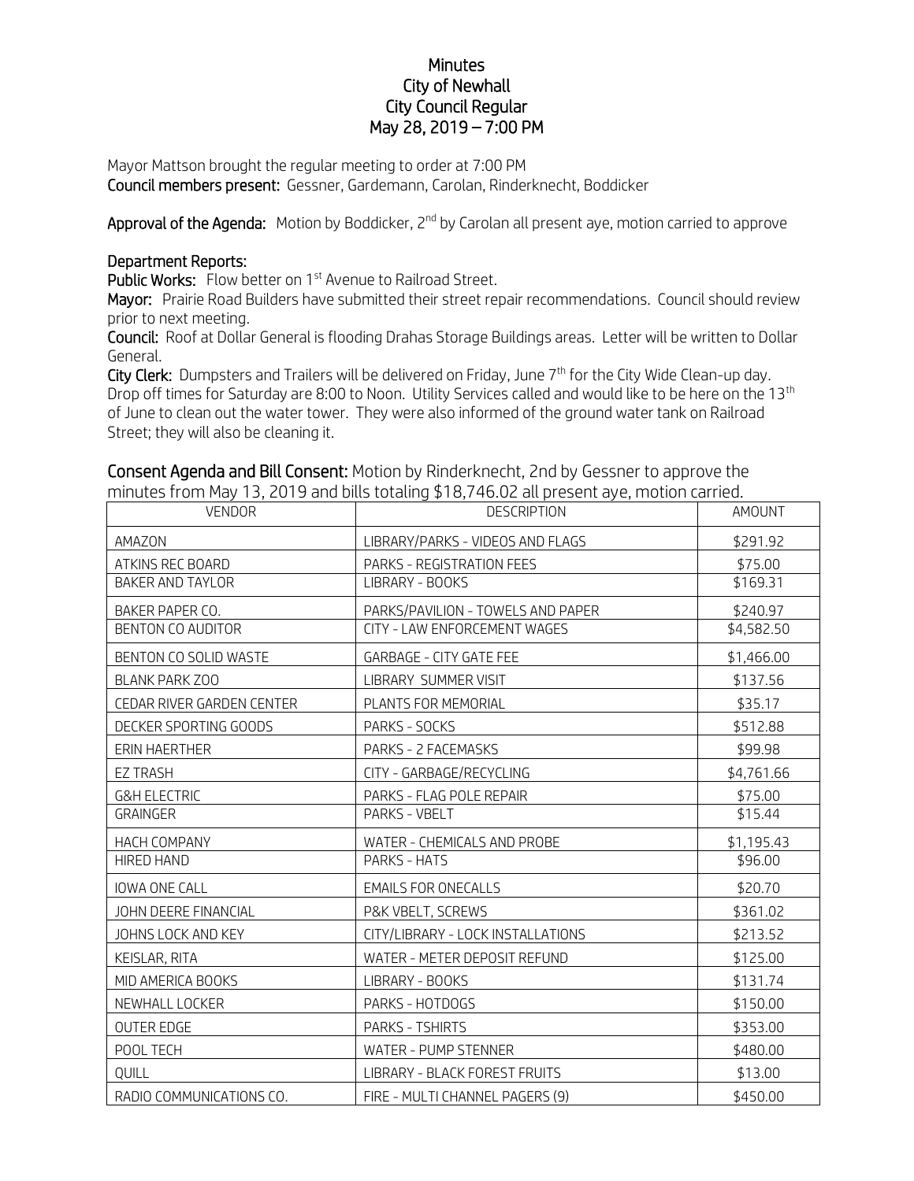# Minutes
# City of Newhall
# City Council Regular
# May 28, 2019 – 7:00 PM

Mayor Mattson brought the regular meeting to order at 7:00 PM

**Council members present:** Gessner, Gardemann, Carolan, Rinderknecht, Boddicker

**Approval of the Agenda:** Motion by Boddicker, 2nd by Carolan all present aye, motion carried to approve

**Department Reports:**

**Public Works:** Flow better on 1st Avenue to Railroad Street.

**Mayor:** Prairie Road Builders have submitted their street repair recommendations. Council should review prior to next meeting.

**Council:** Roof at Dollar General is flooding Drahas Storage Buildings areas. Letter will be written to Dollar General.

**City Clerk:** Dumpsters and Trailers will be delivered on Friday, June 7th for the City Wide Clean-up day. Drop off times for Saturday are 8:00 to Noon. Utility Services called and would like to be here on the 13th of June to clean out the water tower. They were also informed of the ground water tank on Railroad Street; they will also be cleaning it.

**Consent Agenda and Bill Consent:** Motion by Rinderknecht, 2nd by Gessner to approve the minutes from May 13, 2019 and bills totaling $18,746.02 all present aye, motion carried.

| VENDOR | DESCRIPTION | AMOUNT |
|---|---|---|
| AMAZON | LIBRARY/PARKS - VIDEOS AND FLAGS | $291.92 |
| ATKINS REC BOARD | PARKS - REGISTRATION FEES | $75.00 |
| BAKER AND TAYLOR | LIBRARY - BOOKS | $169.31 |
| BAKER PAPER CO. | PARKS/PAVILION - TOWELS AND PAPER | $240.97 |
| BENTON CO AUDITOR | CITY - LAW ENFORCEMENT WAGES | $4,582.50 |
| BENTON CO SOLID WASTE | GARBAGE - CITY GATE FEE | $1,466.00 |
| BLANK PARK ZOO | LIBRARY SUMMER VISIT | $137.56 |
| CEDAR RIVER GARDEN CENTER | PLANTS FOR MEMORIAL | $35.17 |
| DECKER SPORTING GOODS | PARKS - SOCKS | $512.88 |
| ERIN HAERTHER | PARKS - 2 FACEMASKS | $99.98 |
| EZ TRASH | CITY - GARBAGE/RECYCLING | $4,761.66 |
| G&H ELECTRIC | PARKS - FLAG POLE REPAIR | $75.00 |
| GRAINGER | PARKS - VBELT | $15.44 |
| HACH COMPANY | WATER - CHEMICALS AND PROBE | $1,195.43 |
| HIRED HAND | PARKS - HATS | $96.00 |
| IOWA ONE CALL | EMAILS FOR ONECALLS | $20.70 |
| JOHN DEERE FINANCIAL | P&K VBELT, SCREWS | $361.02 |
| JOHNS LOCK AND KEY | CITY/LIBRARY - LOCK INSTALLATIONS | $213.52 |
| KEISLAR, RITA | WATER - METER DEPOSIT REFUND | $125.00 |
| MID AMERICA BOOKS | LIBRARY - BOOKS | $131.74 |
| NEWHALL LOCKER | PARKS - HOTDOGS | $150.00 |
| OUTER EDGE | PARKS - TSHIRTS | $353.00 |
| POOL TECH | WATER - PUMP STENNER | $480.00 |
| QUILL | LIBRARY - BLACK FOREST FRUITS | $13.00 |
| RADIO COMMUNICATIONS CO. | FIRE - MULTI CHANNEL PAGERS (9) | $450.00 |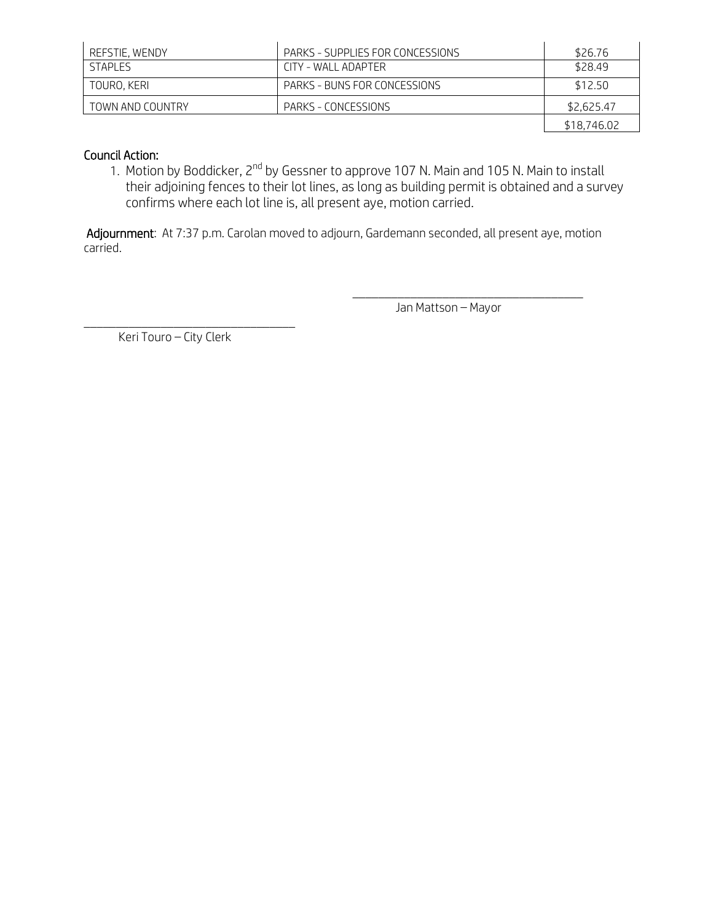| | | |
|---|---|---|
| REFSTIE, WENDY | PARKS - SUPPLIES FOR CONCESSIONS | $26.76 |
| STAPLES | CITY - WALL ADAPTER | $28.49 |
| TOURO, KERI | PARKS - BUNS FOR CONCESSIONS | $12.50 |
| TOWN AND COUNTRY | PARKS - CONCESSIONS | $2,625.47 |
| | | $18,746.02 |

**Council Action:**

1. Motion by Boddicker, 2nd by Gessner to approve 107 N. Main and 105 N. Main to install their adjoining fences to their lot lines, as long as building permit is obtained and a survey confirms where each lot line is, all present aye, motion carried.

**Adjournment**: At 7:37 p.m. Carolan moved to adjourn, Gardemann seconded, all present aye, motion carried.

\_\_\_\_\_\_\_\_\_\_\_\_\_\_\_\_\_\_\_\_\_\_\_\_\_\_\_\_\_\_\_\_\_\_\_\_\_\_\_\_

Jan Mattson – Mayor

\_\_\_\_\_\_\_\_\_\_\_\_\_\_\_\_\_\_\_\_\_\_\_\_\_\_\_\_\_\_\_\_\_\_\_\_\_\_\_\_

Keri Touro – City Clerk